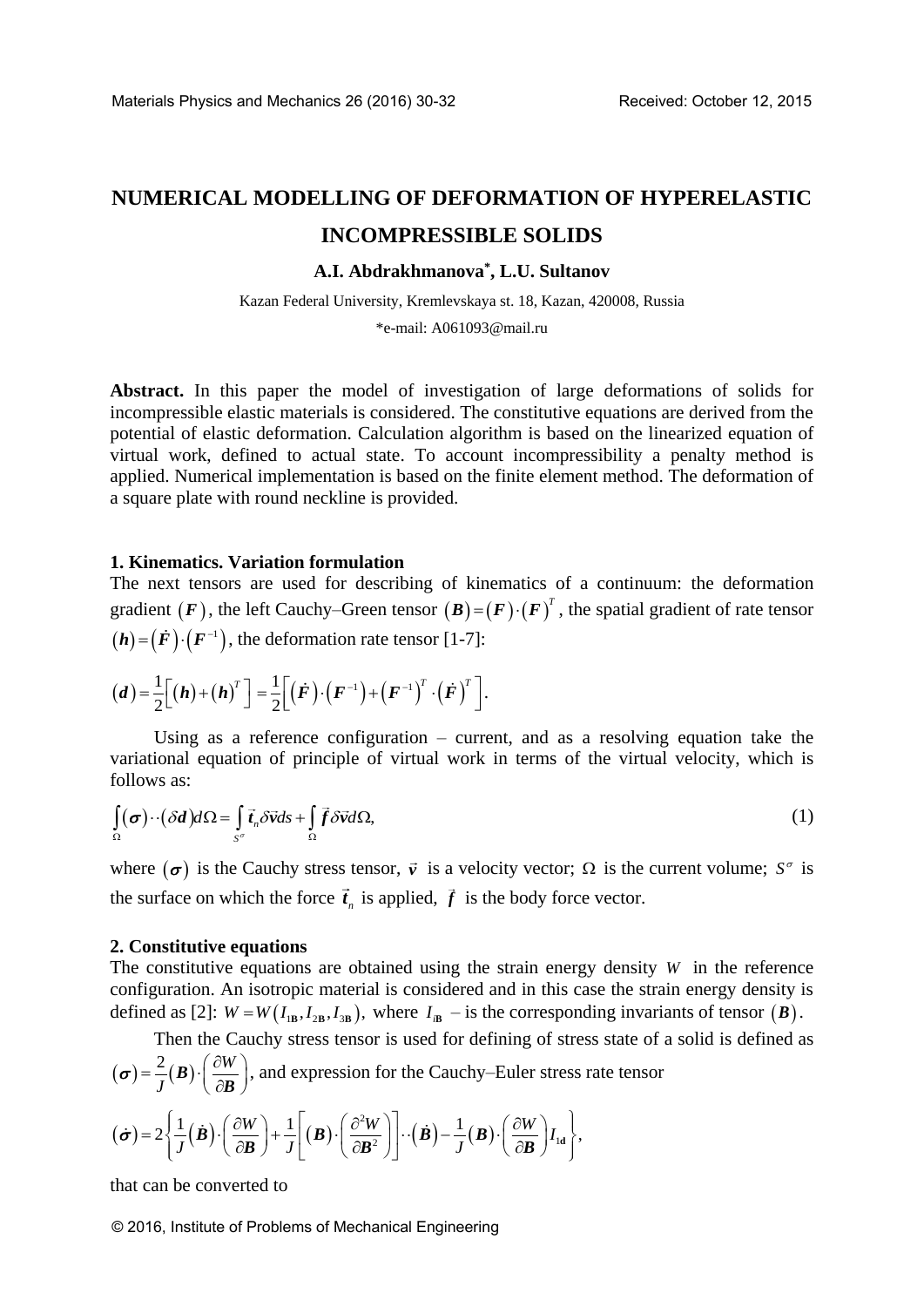# NUMERICAL MODELLING OF DEFORMATION OF HYPERELASTIC INCOMPRESSIBLE SOLIDS

**A.I. Abdrakhmanova*, L.U. Sultanov**

Kazan Federal University, Kremlevskaya st. 18, Kazan, 420008, Russia

*e-mail: A061093@mail.ru

**Abstract.** In this paper the model of investigation of large deformations of solids for incompressible elastic materials is considered. The constitutive equations are derived from the potential of elastic deformation. Calculation algorithm is based on the linearized equation of virtual work, defined to actual state. To account incompressibility a penalty method is applied. Numerical implementation is based on the finite element method. The deformation of a square plate with round neckline is provided.

## 1. Kinematics. Variation formulation

The next tensors are used for describing of kinematics of a continuum: the deformation gradient $(\boldsymbol{F})$, the left Cauchy–Green tensor $(\boldsymbol{B})=(\boldsymbol{F})\cdot(\boldsymbol{F})^T$, the spatial gradient of rate tensor $(\boldsymbol{h})=(\dot{\boldsymbol{F}})\cdot(\boldsymbol{F}^{-1})$, the deformation rate tensor [1-7]:

$$(\boldsymbol{d})=\frac{1}{2}\left[(\boldsymbol{h})+(\boldsymbol{h})^T\right]=\frac{1}{2}\left[(\dot{\boldsymbol{F}})\cdot(\boldsymbol{F}^{-1})+(\boldsymbol{F}^{-1})^T\cdot(\dot{\boldsymbol{F}})^T\right].$$

Using as a reference configuration – current, and as a resolving equation take the variational equation of principle of virtual work in terms of the virtual velocity, which is follows as:

$$\int_{\Omega}(\boldsymbol{\sigma})\cdot\cdot(\delta\boldsymbol{d})d\Omega=\int_{S^{\sigma}}\vec{\boldsymbol{t}}_n\delta\vec{\boldsymbol{v}}ds+\int_{\Omega}\vec{\boldsymbol{f}}\delta\vec{\boldsymbol{v}}d\Omega, \tag{1}$$

where $(\boldsymbol{\sigma})$ is the Cauchy stress tensor, $\vec{\boldsymbol{v}}$ is a velocity vector; $\Omega$ is the current volume; $S^{\sigma}$ is the surface on which the force $\vec{\boldsymbol{t}}_n$ is applied, $\vec{\boldsymbol{f}}$ is the body force vector.

## 2. Constitutive equations

The constitutive equations are obtained using the strain energy density $W$ in the reference configuration. An isotropic material is considered and in this case the strain energy density is defined as [2]: $W=W(I_{1\mathbf{B}},I_{2\mathbf{B}},I_{3\mathbf{B}})$, where $I_{i\mathbf{B}}$ – is the corresponding invariants of tensor $(\boldsymbol{B})$.

Then the Cauchy stress tensor is used for defining of stress state of a solid is defined as $(\boldsymbol{\sigma})=\frac{2}{J}(\boldsymbol{B})\cdot\left(\frac{\partial W}{\partial \boldsymbol{B}}\right)$, and expression for the Cauchy–Euler stress rate tensor

$$(\dot{\boldsymbol{\sigma}})=2\left\{\frac{1}{J}(\dot{\boldsymbol{B}})\cdot\left(\frac{\partial W}{\partial \boldsymbol{B}}\right)+\frac{1}{J}\left[(\boldsymbol{B})\cdot\left(\frac{\partial^2 W}{\partial \boldsymbol{B}^2}\right)\right]\cdot\cdot(\dot{\boldsymbol{B}})-\frac{1}{J}(\boldsymbol{B})\cdot\left(\frac{\partial W}{\partial \boldsymbol{B}}\right)I_{1\mathbf{d}}\right\},$$

that can be converted to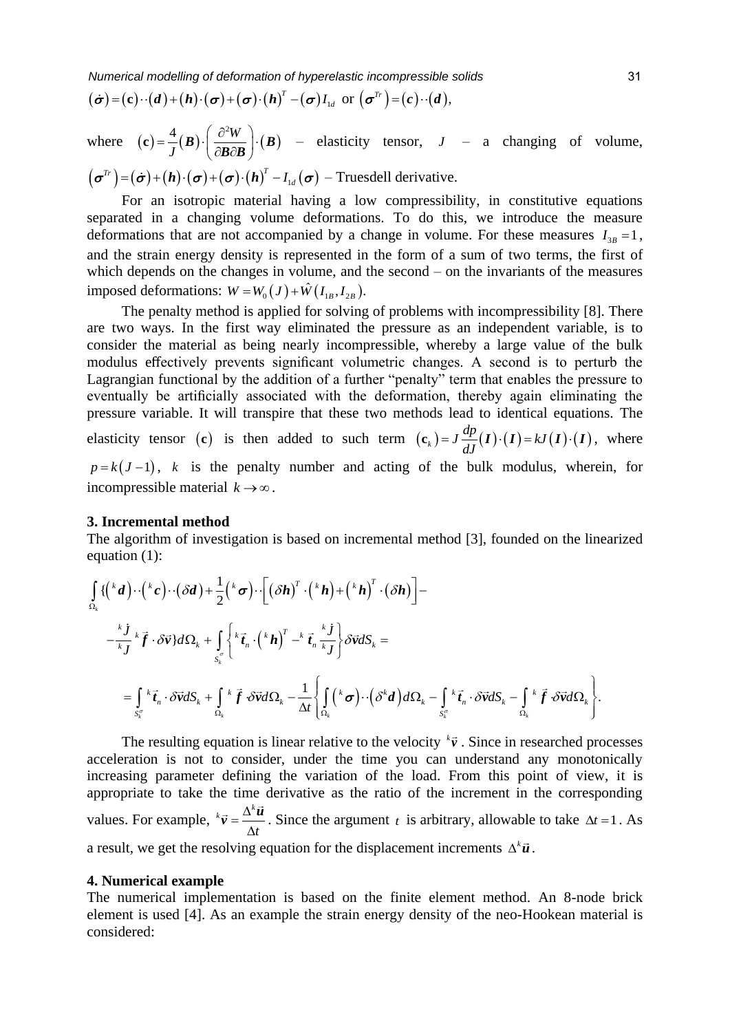$\left(\dot{\boldsymbol{\sigma}}\right)=\left(\mathbf{c}\right)\cdot\cdot\left(\boldsymbol{d}\right)+\left(\boldsymbol{h}\right)\cdot\left(\boldsymbol{\sigma}\right)+\left(\boldsymbol{\sigma}\right)\cdot\left(\boldsymbol{h}\right)^T-\left(\boldsymbol{\sigma}\right)I_{1d}$ or $\left(\boldsymbol{\sigma}^{Tr}\right)=\left(\boldsymbol{c}\right)\cdot\cdot\left(\boldsymbol{d}\right)$,

where $\left(\mathbf{c}\right)=\dfrac{4}{J}\left(\boldsymbol{B}\right)\cdot\left(\dfrac{\partial^2 W}{\partial\boldsymbol{B}\partial\boldsymbol{B}}\right)\cdot\left(\boldsymbol{B}\right)$ – elasticity tensor, $J$ – a changing of volume, $\left(\boldsymbol{\sigma}^{Tr}\right)=\left(\dot{\boldsymbol{\sigma}}\right)+\left(\boldsymbol{h}\right)\cdot\left(\boldsymbol{\sigma}\right)+\left(\boldsymbol{\sigma}\right)\cdot\left(\boldsymbol{h}\right)^T-I_{1d}\left(\boldsymbol{\sigma}\right)$ – Truesdell derivative.

For an isotropic material having a low compressibility, in constitutive equations separated in a changing volume deformations. To do this, we introduce the measure deformations that are not accompanied by a change in volume. For these measures $I_{3B}=1$, and the strain energy density is represented in the form of a sum of two terms, the first of which depends on the changes in volume, and the second – on the invariants of the measures imposed deformations: $W=W_0\left(J\right)+\hat{W}\left(I_{1B},I_{2B}\right)$.

The penalty method is applied for solving of problems with incompressibility [8]. There are two ways. In the first way eliminated the pressure as an independent variable, is to consider the material as being nearly incompressible, whereby a large value of the bulk modulus effectively prevents significant volumetric changes. A second is to perturb the Lagrangian functional by the addition of a further "penalty" term that enables the pressure to eventually be artificially associated with the deformation, thereby again eliminating the pressure variable. It will transpire that these two methods lead to identical equations. The elasticity tensor $\left(\mathbf{c}\right)$ is then added to such term $\left(\mathbf{c}_k\right)=J\dfrac{dp}{dJ}\left(\boldsymbol{I}\right)\cdot\left(\boldsymbol{I}\right)=kJ\left(\boldsymbol{I}\right)\cdot\left(\boldsymbol{I}\right)$, where $p=k\left(J-1\right)$, $k$ is the penalty number and acting of the bulk modulus, wherein, for incompressible material $k\to\infty$.

### 3. Incremental method

The algorithm of investigation is based on incremental method [3], founded on the linearized equation (1):

$$
\begin{aligned}
&\int\limits_{\Omega_k}\{\left({}^k\boldsymbol{d}\right)\cdot\cdot\left({}^k\boldsymbol{c}\right)\cdot\cdot\left(\delta\boldsymbol{d}\right)+\frac{1}{2}\left({}^k\boldsymbol{\sigma}\right)\cdot\cdot\left[\left(\delta\boldsymbol{h}\right)^T\cdot\left({}^k\boldsymbol{h}\right)+\left({}^k\boldsymbol{h}\right)^T\cdot\left(\delta\boldsymbol{h}\right)\right]-\\
&-\frac{{}^k\dot{J}}{{}^kJ}\,{}^k\vec{\boldsymbol{f}}\cdot\delta\vec{\boldsymbol{v}}\}d\Omega_k+\int\limits_{S_k^\sigma}\left\{{}^k\vec{\boldsymbol{t}}_n\cdot\left({}^k\boldsymbol{h}\right)^T-{}^k\vec{\boldsymbol{t}}_n\frac{{}^k\dot{J}}{{}^kJ}\right\}\delta\vec{\boldsymbol{v}}dS_k=\\
&=\int\limits_{S_k^\sigma}{}^k\vec{\boldsymbol{t}}_n\cdot\delta\vec{\boldsymbol{v}}dS_k+\int\limits_{\Omega_k}{}^k\vec{\boldsymbol{f}}\cdot\delta\vec{\boldsymbol{v}}d\Omega_k-\frac{1}{\Delta t}\left\{\int\limits_{\Omega_k}\left({}^k\boldsymbol{\sigma}\right)\cdot\cdot\left(\delta^k\boldsymbol{d}\right)d\Omega_k-\int\limits_{S_k^\sigma}{}^k\vec{\boldsymbol{t}}_n\cdot\delta\vec{\boldsymbol{v}}dS_k-\int\limits_{\Omega_k}{}^k\vec{\boldsymbol{f}}\cdot\delta\vec{\boldsymbol{v}}d\Omega_k\right\}.
\end{aligned}
$$

The resulting equation is linear relative to the velocity ${}^k\vec{\boldsymbol{v}}$. Since in researched processes acceleration is not to consider, under the time you can understand any monotonically increasing parameter defining the variation of the load. From this point of view, it is appropriate to take the time derivative as the ratio of the increment in the corresponding values. For example, ${}^k\vec{\boldsymbol{v}}=\dfrac{\Delta^k\vec{\boldsymbol{u}}}{\Delta t}$. Since the argument $t$ is arbitrary, allowable to take $\Delta t=1$. As a result, we get the resolving equation for the displacement increments $\Delta^k\vec{\boldsymbol{u}}$.

### 4. Numerical example

The numerical implementation is based on the finite element method. An 8-node brick element is used [4]. As an example the strain energy density of the neo-Hookean material is considered: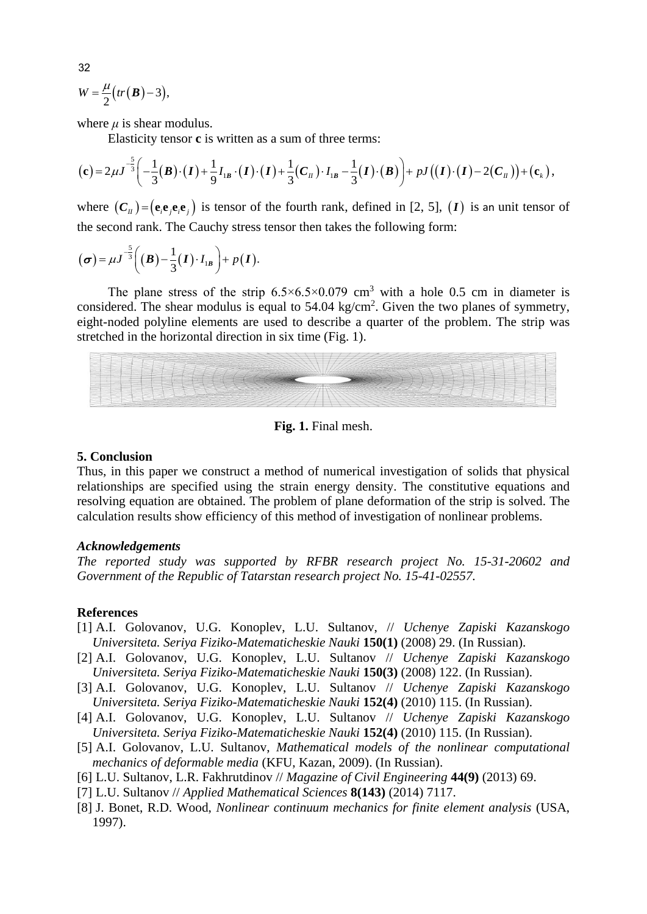$$W = \frac{\mu}{2}\left(tr\left(\boldsymbol{B}\right) - 3\right),$$

where $\mu$ is shear modulus.

Elasticity tensor **c** is written as a sum of three terms:

$$(\mathbf{c}) = 2\mu J^{-\frac{5}{3}}\left(-\frac{1}{3}(\boldsymbol{B})\cdot(\boldsymbol{I}) + \frac{1}{9}I_{1\boldsymbol{B}}\cdot(\boldsymbol{I})\cdot(\boldsymbol{I}) + \frac{1}{3}(\boldsymbol{C}_{II})\cdot I_{1\boldsymbol{B}} - \frac{1}{3}(\boldsymbol{I})\cdot(\boldsymbol{B})\right) + pJ\left((\boldsymbol{I})\cdot(\boldsymbol{I}) - 2(\boldsymbol{C}_{II})\right) + (\mathbf{c}_k),$$

where $(\boldsymbol{C}_{II}) = (\mathbf{e}_i\mathbf{e}_j\mathbf{e}_i\mathbf{e}_j)$ is tensor of the fourth rank, defined in [2, 5], $(\boldsymbol{I})$ is an unit tensor of the second rank. The Cauchy stress tensor then takes the following form:

$$(\boldsymbol{\sigma}) = \mu J^{-\frac{5}{3}}\left((\boldsymbol{B}) - \frac{1}{3}(\boldsymbol{I})\cdot I_{1\boldsymbol{B}}\right) + p(\boldsymbol{I}).$$

The plane stress of the strip $6.5\times6.5\times0.079$ cm$^3$ with a hole 0.5 cm in diameter is considered. The shear modulus is equal to 54.04 kg/cm$^2$. Given the two planes of symmetry, eight-noded polyline elements are used to describe a quarter of the problem. The strip was stretched in the horizontal direction in six time (Fig. 1).

**Fig. 1.** Final mesh.

## 5. Conclusion

Thus, in this paper we construct a method of numerical investigation of solids that physical relationships are specified using the strain energy density. The constitutive equations and resolving equation are obtained. The problem of plane deformation of the strip is solved. The calculation results show efficiency of this method of investigation of nonlinear problems.

### *Acknowledgements*

*The reported study was supported by RFBR research project No. 15-31-20602 and Government of the Republic of Tatarstan research project No. 15-41-02557.*

## References

[1] A.I. Golovanov, U.G. Konoplev, L.U. Sultanov, // *Uchenye Zapiski Kazanskogo Universiteta. Seriya Fiziko-Matematicheskie Nauki* **150(1)** (2008) 29. (In Russian).

[2] A.I. Golovanov, U.G. Konoplev, L.U. Sultanov // *Uchenye Zapiski Kazanskogo Universiteta. Seriya Fiziko-Matematicheskie Nauki* **150(3)** (2008) 122. (In Russian).

[3] A.I. Golovanov, U.G. Konoplev, L.U. Sultanov // *Uchenye Zapiski Kazanskogo Universiteta. Seriya Fiziko-Matematicheskie Nauki* **152(4)** (2010) 115. (In Russian).

[4] A.I. Golovanov, U.G. Konoplev, L.U. Sultanov // *Uchenye Zapiski Kazanskogo Universiteta. Seriya Fiziko-Matematicheskie Nauki* **152(4)** (2010) 115. (In Russian).

[5] A.I. Golovanov, L.U. Sultanov, *Mathematical models of the nonlinear computational mechanics of deformable media* (KFU, Kazan, 2009). (In Russian).

[6] L.U. Sultanov, L.R. Fakhrutdinov // *Magazine of Civil Engineering* **44(9)** (2013) 69.

[7] L.U. Sultanov // *Applied Mathematical Sciences* **8(143)** (2014) 7117.

[8] J. Bonet, R.D. Wood, *Nonlinear continuum mechanics for finite element analysis* (USA, 1997).